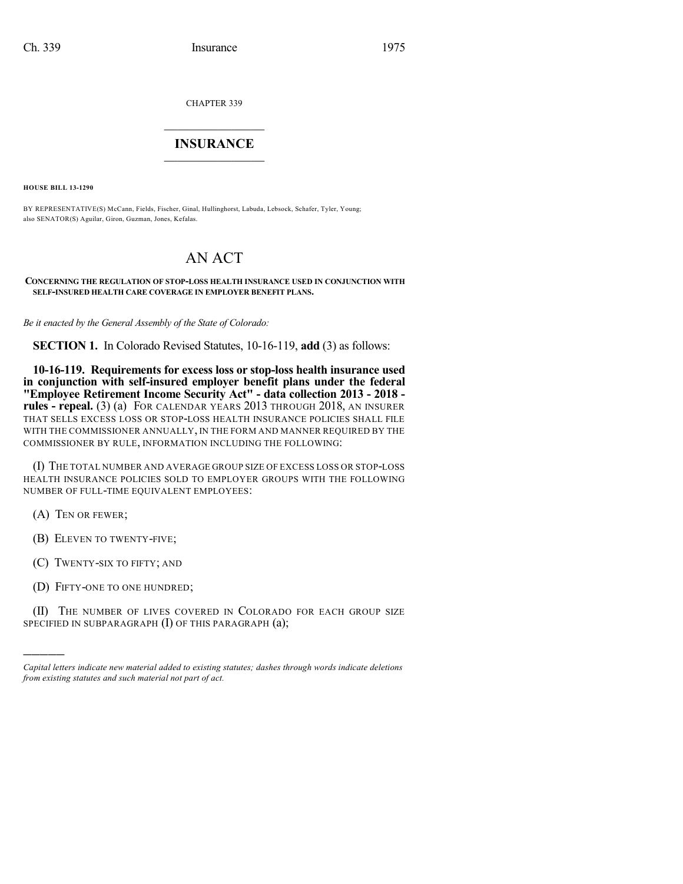CHAPTER 339

# INSURANCE

**HOUSE BILL 13-1290**

BY REPRESENTATIVE(S) McCann, Fields, Fischer, Ginal, Hullinghorst, Labuda, Lebsock, Schafer, Tyler, Young; also SENATOR(S) Aguilar, Giron, Guzman, Jones, Kefalas.

# AN ACT

**CONCERNING THE REGULATION OF STOP-LOSS HEALTH INSURANCE USED IN CONJUNCTION WITH SELF-INSURED HEALTH CARE COVERAGE IN EMPLOYER BENEFIT PLANS.**

*Be it enacted by the General Assembly of the State of Colorado:*

**SECTION 1.** In Colorado Revised Statutes, 10-16-119, **add** (3) as follows:

**10-16-119. Requirements for excess loss or stop-loss health insurance used in conjunction with self-insured employer benefit plans under the federal "Employee Retirement Income Security Act" - data collection 2013 - 2018 - rules - repeal.** (3) (a) FOR CALENDAR YEARS 2013 THROUGH 2018, AN INSURER THAT SELLS EXCESS LOSS OR STOP-LOSS HEALTH INSURANCE POLICIES SHALL FILE WITH THE COMMISSIONER ANNUALLY, IN THE FORM AND MANNER REQUIRED BY THE COMMISSIONER BY RULE, INFORMATION INCLUDING THE FOLLOWING:

(I) THE TOTAL NUMBER AND AVERAGE GROUP SIZE OF EXCESS LOSS OR STOP-LOSS HEALTH INSURANCE POLICIES SOLD TO EMPLOYER GROUPS WITH THE FOLLOWING NUMBER OF FULL-TIME EQUIVALENT EMPLOYEES:

(A) TEN OR FEWER;

(B) ELEVEN TO TWENTY-FIVE;

(C) TWENTY-SIX TO FIFTY; AND

(D) FIFTY-ONE TO ONE HUNDRED;

(II) THE NUMBER OF LIVES COVERED IN COLORADO FOR EACH GROUP SIZE SPECIFIED IN SUBPARAGRAPH (I) OF THIS PARAGRAPH (a);

---

*Capital letters indicate new material added to existing statutes; dashes through words indicate deletions from existing statutes and such material not part of act.*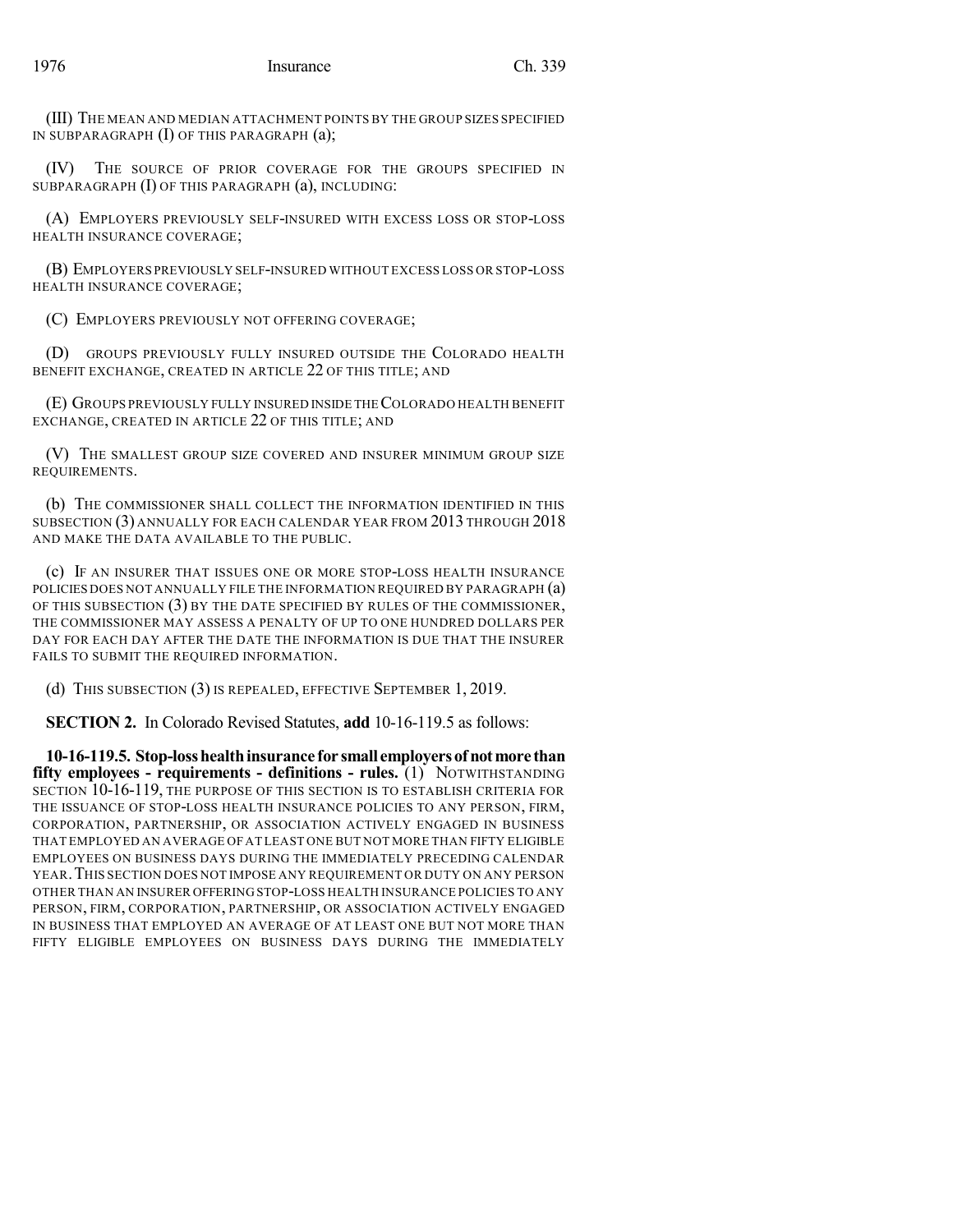(III) THE MEAN AND MEDIAN ATTACHMENT POINTS BY THE GROUP SIZES SPECIFIED IN SUBPARAGRAPH (I) OF THIS PARAGRAPH (a);

(IV) THE SOURCE OF PRIOR COVERAGE FOR THE GROUPS SPECIFIED IN SUBPARAGRAPH (I) OF THIS PARAGRAPH (a), INCLUDING:

(A) EMPLOYERS PREVIOUSLY SELF-INSURED WITH EXCESS LOSS OR STOP-LOSS HEALTH INSURANCE COVERAGE;

(B) EMPLOYERS PREVIOUSLY SELF-INSURED WITHOUT EXCESS LOSS OR STOP-LOSS HEALTH INSURANCE COVERAGE;

(C) EMPLOYERS PREVIOUSLY NOT OFFERING COVERAGE;

(D) GROUPS PREVIOUSLY FULLY INSURED OUTSIDE THE COLORADO HEALTH BENEFIT EXCHANGE, CREATED IN ARTICLE 22 OF THIS TITLE; AND

(E) GROUPS PREVIOUSLY FULLY INSURED INSIDE THE COLORADO HEALTH BENEFIT EXCHANGE, CREATED IN ARTICLE 22 OF THIS TITLE; AND

(V) THE SMALLEST GROUP SIZE COVERED AND INSURER MINIMUM GROUP SIZE REQUIREMENTS.

(b) THE COMMISSIONER SHALL COLLECT THE INFORMATION IDENTIFIED IN THIS SUBSECTION (3) ANNUALLY FOR EACH CALENDAR YEAR FROM 2013 THROUGH 2018 AND MAKE THE DATA AVAILABLE TO THE PUBLIC.

(c) IF AN INSURER THAT ISSUES ONE OR MORE STOP-LOSS HEALTH INSURANCE POLICIES DOES NOT ANNUALLY FILE THE INFORMATION REQUIRED BY PARAGRAPH (a) OF THIS SUBSECTION (3) BY THE DATE SPECIFIED BY RULES OF THE COMMISSIONER, THE COMMISSIONER MAY ASSESS A PENALTY OF UP TO ONE HUNDRED DOLLARS PER DAY FOR EACH DAY AFTER THE DATE THE INFORMATION IS DUE THAT THE INSURER FAILS TO SUBMIT THE REQUIRED INFORMATION.

(d) THIS SUBSECTION (3) IS REPEALED, EFFECTIVE SEPTEMBER 1, 2019.

**SECTION 2.** In Colorado Revised Statutes, **add** 10-16-119.5 as follows:

**10-16-119.5. Stop-loss health insurance for small employers of not more than fifty employees - requirements - definitions - rules.** (1) NOTWITHSTANDING SECTION 10-16-119, THE PURPOSE OF THIS SECTION IS TO ESTABLISH CRITERIA FOR THE ISSUANCE OF STOP-LOSS HEALTH INSURANCE POLICIES TO ANY PERSON, FIRM, CORPORATION, PARTNERSHIP, OR ASSOCIATION ACTIVELY ENGAGED IN BUSINESS THAT EMPLOYED AN AVERAGE OF AT LEAST ONE BUT NOT MORE THAN FIFTY ELIGIBLE EMPLOYEES ON BUSINESS DAYS DURING THE IMMEDIATELY PRECEDING CALENDAR YEAR. THIS SECTION DOES NOT IMPOSE ANY REQUIREMENT OR DUTY ON ANY PERSON OTHER THAN AN INSURER OFFERING STOP-LOSS HEALTH INSURANCE POLICIES TO ANY PERSON, FIRM, CORPORATION, PARTNERSHIP, OR ASSOCIATION ACTIVELY ENGAGED IN BUSINESS THAT EMPLOYED AN AVERAGE OF AT LEAST ONE BUT NOT MORE THAN FIFTY ELIGIBLE EMPLOYEES ON BUSINESS DAYS DURING THE IMMEDIATELY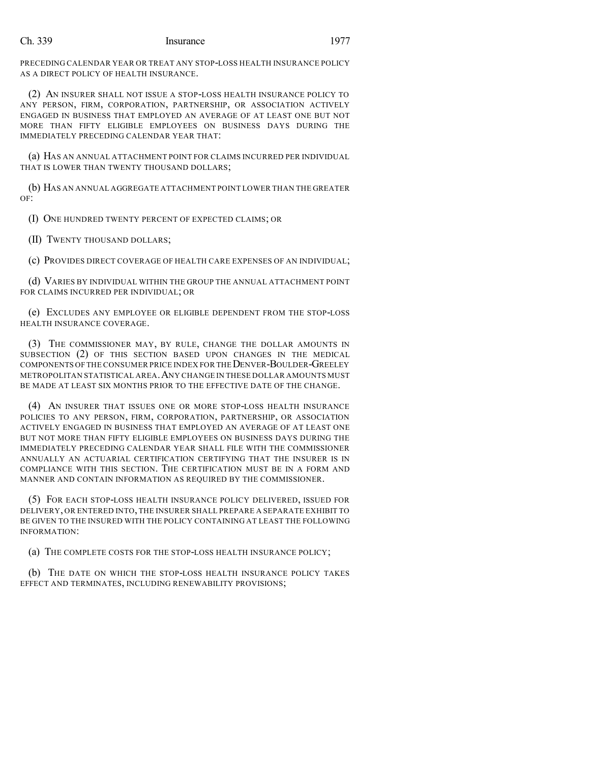PRECEDING CALENDAR YEAR OR TREAT ANY STOP-LOSS HEALTH INSURANCE POLICY AS A DIRECT POLICY OF HEALTH INSURANCE.

(2) AN INSURER SHALL NOT ISSUE A STOP-LOSS HEALTH INSURANCE POLICY TO ANY PERSON, FIRM, CORPORATION, PARTNERSHIP, OR ASSOCIATION ACTIVELY ENGAGED IN BUSINESS THAT EMPLOYED AN AVERAGE OF AT LEAST ONE BUT NOT MORE THAN FIFTY ELIGIBLE EMPLOYEES ON BUSINESS DAYS DURING THE IMMEDIATELY PRECEDING CALENDAR YEAR THAT:

(a) HAS AN ANNUAL ATTACHMENT POINT FOR CLAIMS INCURRED PER INDIVIDUAL THAT IS LOWER THAN TWENTY THOUSAND DOLLARS;

(b) HAS AN ANNUAL AGGREGATE ATTACHMENT POINT LOWER THAN THE GREATER OF:

(I) ONE HUNDRED TWENTY PERCENT OF EXPECTED CLAIMS; OR

(II) TWENTY THOUSAND DOLLARS;

(c) PROVIDES DIRECT COVERAGE OF HEALTH CARE EXPENSES OF AN INDIVIDUAL;

(d) VARIES BY INDIVIDUAL WITHIN THE GROUP THE ANNUAL ATTACHMENT POINT FOR CLAIMS INCURRED PER INDIVIDUAL; OR

(e) EXCLUDES ANY EMPLOYEE OR ELIGIBLE DEPENDENT FROM THE STOP-LOSS HEALTH INSURANCE COVERAGE.

(3) THE COMMISSIONER MAY, BY RULE, CHANGE THE DOLLAR AMOUNTS IN SUBSECTION (2) OF THIS SECTION BASED UPON CHANGES IN THE MEDICAL COMPONENTS OF THE CONSUMER PRICE INDEX FOR THE DENVER-BOULDER-GREELEY METROPOLITAN STATISTICAL AREA. ANY CHANGE IN THESE DOLLAR AMOUNTS MUST BE MADE AT LEAST SIX MONTHS PRIOR TO THE EFFECTIVE DATE OF THE CHANGE.

(4) AN INSURER THAT ISSUES ONE OR MORE STOP-LOSS HEALTH INSURANCE POLICIES TO ANY PERSON, FIRM, CORPORATION, PARTNERSHIP, OR ASSOCIATION ACTIVELY ENGAGED IN BUSINESS THAT EMPLOYED AN AVERAGE OF AT LEAST ONE BUT NOT MORE THAN FIFTY ELIGIBLE EMPLOYEES ON BUSINESS DAYS DURING THE IMMEDIATELY PRECEDING CALENDAR YEAR SHALL FILE WITH THE COMMISSIONER ANNUALLY AN ACTUARIAL CERTIFICATION CERTIFYING THAT THE INSURER IS IN COMPLIANCE WITH THIS SECTION. THE CERTIFICATION MUST BE IN A FORM AND MANNER AND CONTAIN INFORMATION AS REQUIRED BY THE COMMISSIONER.

(5) FOR EACH STOP-LOSS HEALTH INSURANCE POLICY DELIVERED, ISSUED FOR DELIVERY, OR ENTERED INTO, THE INSURER SHALL PREPARE A SEPARATE EXHIBIT TO BE GIVEN TO THE INSURED WITH THE POLICY CONTAINING AT LEAST THE FOLLOWING INFORMATION:

(a) THE COMPLETE COSTS FOR THE STOP-LOSS HEALTH INSURANCE POLICY;

(b) THE DATE ON WHICH THE STOP-LOSS HEALTH INSURANCE POLICY TAKES EFFECT AND TERMINATES, INCLUDING RENEWABILITY PROVISIONS;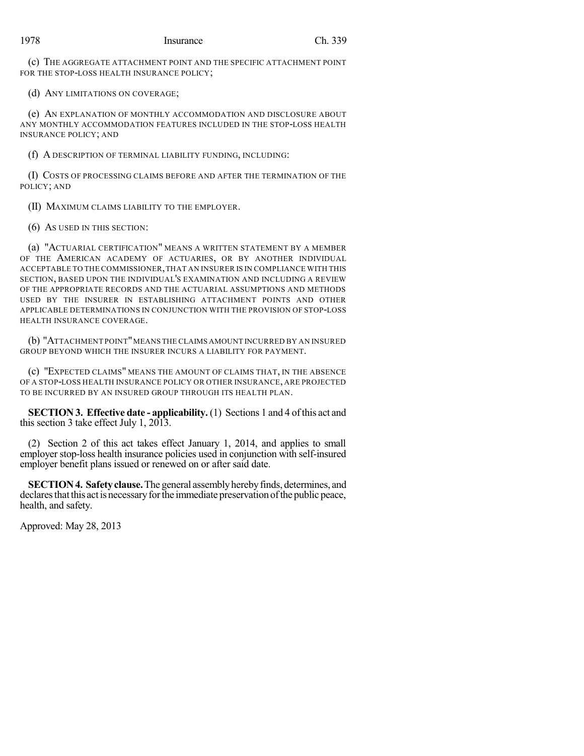(c) THE AGGREGATE ATTACHMENT POINT AND THE SPECIFIC ATTACHMENT POINT FOR THE STOP-LOSS HEALTH INSURANCE POLICY;

(d) ANY LIMITATIONS ON COVERAGE;

(e) AN EXPLANATION OF MONTHLY ACCOMMODATION AND DISCLOSURE ABOUT ANY MONTHLY ACCOMMODATION FEATURES INCLUDED IN THE STOP-LOSS HEALTH INSURANCE POLICY; AND

(f) A DESCRIPTION OF TERMINAL LIABILITY FUNDING, INCLUDING:

(I) COSTS OF PROCESSING CLAIMS BEFORE AND AFTER THE TERMINATION OF THE POLICY; AND

(II) MAXIMUM CLAIMS LIABILITY TO THE EMPLOYER.

(6) AS USED IN THIS SECTION:

(a) "ACTUARIAL CERTIFICATION" MEANS A WRITTEN STATEMENT BY A MEMBER OF THE AMERICAN ACADEMY OF ACTUARIES, OR BY ANOTHER INDIVIDUAL ACCEPTABLE TO THE COMMISSIONER, THAT AN INSURER IS IN COMPLIANCE WITH THIS SECTION, BASED UPON THE INDIVIDUAL'S EXAMINATION AND INCLUDING A REVIEW OF THE APPROPRIATE RECORDS AND THE ACTUARIAL ASSUMPTIONS AND METHODS USED BY THE INSURER IN ESTABLISHING ATTACHMENT POINTS AND OTHER APPLICABLE DETERMINATIONS IN CONJUNCTION WITH THE PROVISION OF STOP-LOSS HEALTH INSURANCE COVERAGE.

(b) "ATTACHMENT POINT" MEANS THE CLAIMS AMOUNT INCURRED BY AN INSURED GROUP BEYOND WHICH THE INSURER INCURS A LIABILITY FOR PAYMENT.

(c) "EXPECTED CLAIMS" MEANS THE AMOUNT OF CLAIMS THAT, IN THE ABSENCE OF A STOP-LOSS HEALTH INSURANCE POLICY OR OTHER INSURANCE, ARE PROJECTED TO BE INCURRED BY AN INSURED GROUP THROUGH ITS HEALTH PLAN.

**SECTION 3. Effective date - applicability.** (1) Sections 1 and 4 of this act and this section 3 take effect July 1, 2013.

(2) Section 2 of this act takes effect January 1, 2014, and applies to small employer stop-loss health insurance policies used in conjunction with self-insured employer benefit plans issued or renewed on or after said date.

**SECTION 4. Safety clause.** The general assembly hereby finds, determines, and declares that this act is necessary for the immediate preservation of the public peace, health, and safety.

Approved: May 28, 2013